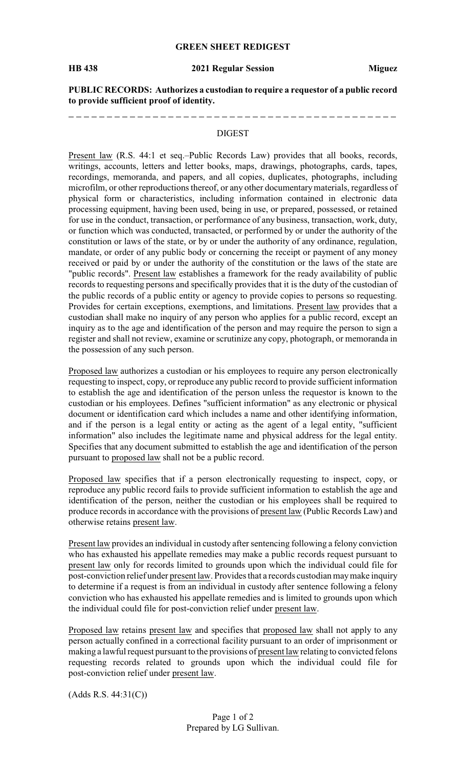# GREEN SHEET REDIGEST

**HB 438** **2021 Regular Session** **Miguez**

**PUBLIC RECORDS: Authorizes a custodian to require a requestor of a public record to provide sufficient proof of identity.**

## DIGEST

Present law (R.S. 44:1 et seq.–Public Records Law) provides that all books, records, writings, accounts, letters and letter books, maps, drawings, photographs, cards, tapes, recordings, memoranda, and papers, and all copies, duplicates, photographs, including microfilm, or other reproductions thereof, or any other documentary materials, regardless of physical form or characteristics, including information contained in electronic data processing equipment, having been used, being in use, or prepared, possessed, or retained for use in the conduct, transaction, or performance of any business, transaction, work, duty, or function which was conducted, transacted, or performed by or under the authority of the constitution or laws of the state, or by or under the authority of any ordinance, regulation, mandate, or order of any public body or concerning the receipt or payment of any money received or paid by or under the authority of the constitution or the laws of the state are "public records". Present law establishes a framework for the ready availability of public records to requesting persons and specifically provides that it is the duty of the custodian of the public records of a public entity or agency to provide copies to persons so requesting. Provides for certain exceptions, exemptions, and limitations. Present law provides that a custodian shall make no inquiry of any person who applies for a public record, except an inquiry as to the age and identification of the person and may require the person to sign a register and shall not review, examine or scrutinize any copy, photograph, or memoranda in the possession of any such person.

Proposed law authorizes a custodian or his employees to require any person electronically requesting to inspect, copy, or reproduce any public record to provide sufficient information to establish the age and identification of the person unless the requestor is known to the custodian or his employees. Defines "sufficient information" as any electronic or physical document or identification card which includes a name and other identifying information, and if the person is a legal entity or acting as the agent of a legal entity, "sufficient information" also includes the legitimate name and physical address for the legal entity. Specifies that any document submitted to establish the age and identification of the person pursuant to proposed law shall not be a public record.

Proposed law specifies that if a person electronically requesting to inspect, copy, or reproduce any public record fails to provide sufficient information to establish the age and identification of the person, neither the custodian or his employees shall be required to produce records in accordance with the provisions of present law (Public Records Law) and otherwise retains present law.

Present law provides an individual in custody after sentencing following a felony conviction who has exhausted his appellate remedies may make a public records request pursuant to present law only for records limited to grounds upon which the individual could file for post-conviction relief under present law. Provides that a records custodian may make inquiry to determine if a request is from an individual in custody after sentence following a felony conviction who has exhausted his appellate remedies and is limited to grounds upon which the individual could file for post-conviction relief under present law.

Proposed law retains present law and specifies that proposed law shall not apply to any person actually confined in a correctional facility pursuant to an order of imprisonment or making a lawful request pursuant to the provisions of present law relating to convicted felons requesting records related to grounds upon which the individual could file for post-conviction relief under present law.

(Adds R.S. 44:31(C))

Prepared by LG Sullivan.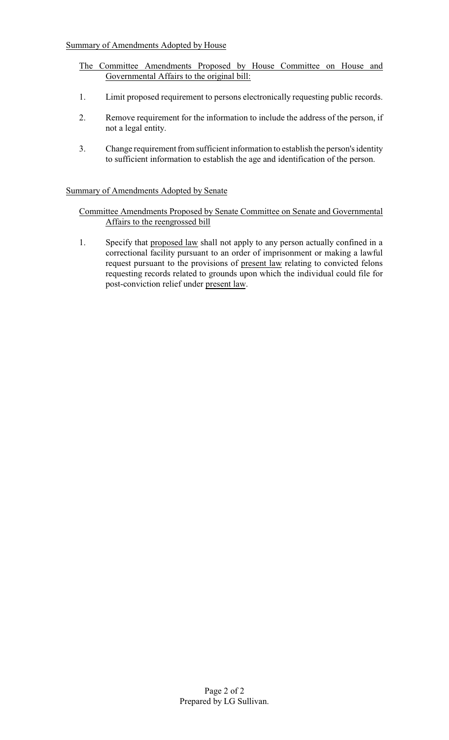Summary of Amendments Adopted by House

The Committee Amendments Proposed by House Committee on House and Governmental Affairs to the original bill:

1. Limit proposed requirement to persons electronically requesting public records.

2. Remove requirement for the information to include the address of the person, if not a legal entity.

3. Change requirement from sufficient information to establish the person's identity to sufficient information to establish the age and identification of the person.

Summary of Amendments Adopted by Senate

Committee Amendments Proposed by Senate Committee on Senate and Governmental Affairs to the reengrossed bill

1. Specify that proposed law shall not apply to any person actually confined in a correctional facility pursuant to an order of imprisonment or making a lawful request pursuant to the provisions of present law relating to convicted felons requesting records related to grounds upon which the individual could file for post-conviction relief under present law.

Prepared by LG Sullivan.